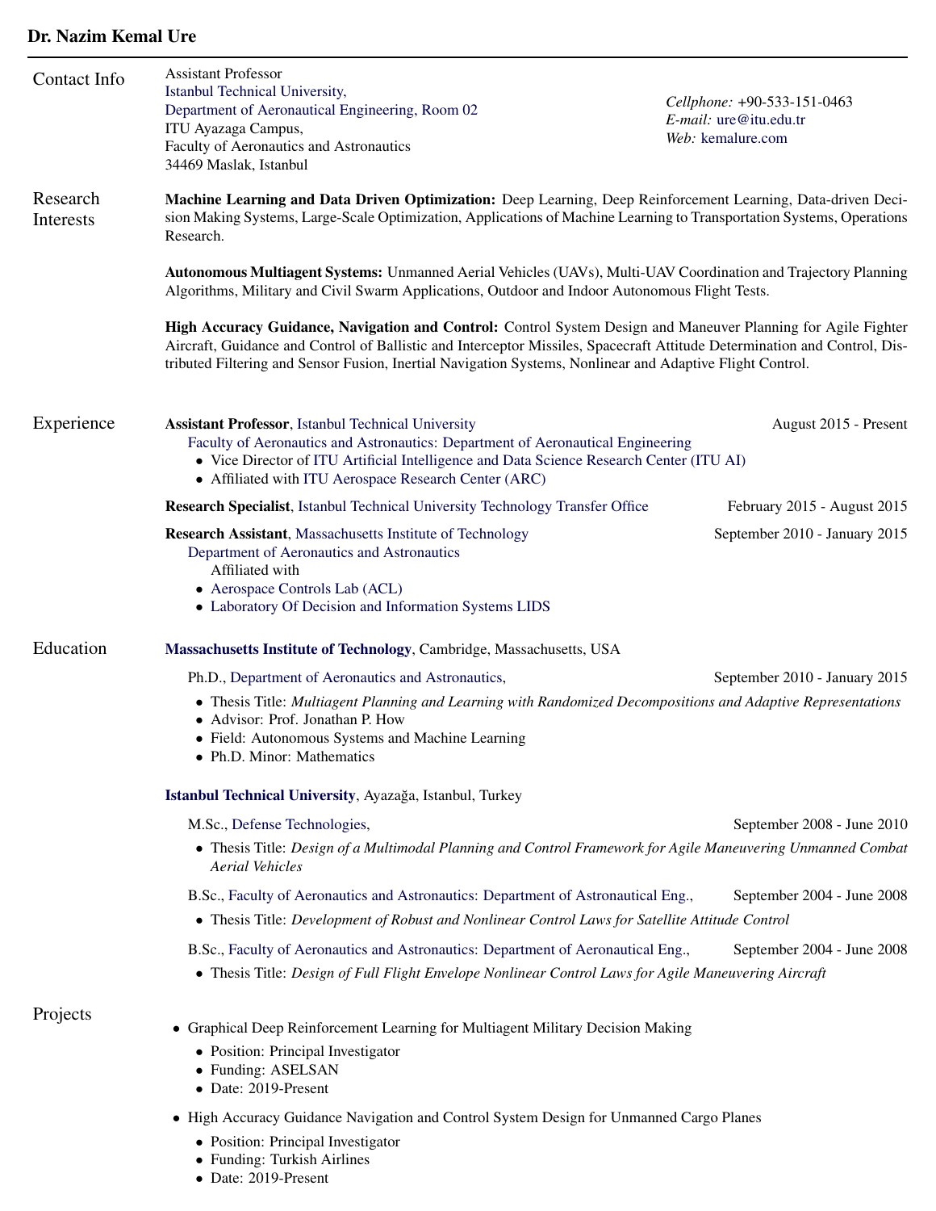# Dr. Nazim Kemal Ure

## Contact Info

Assistant Professor
Istanbul Technical University,
Department of Aeronautical Engineering, Room 02
ITU Ayazaga Campus,
Faculty of Aeronautics and Astronautics
34469 Maslak, Istanbul

*Cellphone:* +90-533-151-0463
*E-mail:* ure@itu.edu.tr
*Web:* kemalure.com

## Research Interests

**Machine Learning and Data Driven Optimization:** Deep Learning, Deep Reinforcement Learning, Data-driven Decision Making Systems, Large-Scale Optimization, Applications of Machine Learning to Transportation Systems, Operations Research.

**Autonomous Multiagent Systems:** Unmanned Aerial Vehicles (UAVs), Multi-UAV Coordination and Trajectory Planning Algorithms, Military and Civil Swarm Applications, Outdoor and Indoor Autonomous Flight Tests.

**High Accuracy Guidance, Navigation and Control:** Control System Design and Maneuver Planning for Agile Fighter Aircraft, Guidance and Control of Ballistic and Interceptor Missiles, Spacecraft Attitude Determination and Control, Distributed Filtering and Sensor Fusion, Inertial Navigation Systems, Nonlinear and Adaptive Flight Control.

## Experience

**Assistant Professor**, Istanbul Technical University — August 2015 - Present

Faculty of Aeronautics and Astronautics: Department of Aeronautical Engineering

- Vice Director of ITU Artificial Intelligence and Data Science Research Center (ITU AI)
- Affiliated with ITU Aerospace Research Center (ARC)

**Research Specialist**, Istanbul Technical University Technology Transfer Office — February 2015 - August 2015

**Research Assistant**, Massachusetts Institute of Technology — September 2010 - January 2015

Department of Aeronautics and Astronautics

Affiliated with

- Aerospace Controls Lab (ACL)
- Laboratory Of Decision and Information Systems LIDS

## Education

**Massachusetts Institute of Technology**, Cambridge, Massachusetts, USA

Ph.D., Department of Aeronautics and Astronautics, — September 2010 - January 2015

- Thesis Title: *Multiagent Planning and Learning with Randomized Decompositions and Adaptive Representations*
- Advisor: Prof. Jonathan P. How
- Field: Autonomous Systems and Machine Learning
- Ph.D. Minor: Mathematics

**Istanbul Technical University**, Ayazağa, Istanbul, Turkey

M.Sc., Defense Technologies, — September 2008 - June 2010

- Thesis Title: *Design of a Multimodal Planning and Control Framework for Agile Maneuvering Unmanned Combat Aerial Vehicles*

B.Sc., Faculty of Aeronautics and Astronautics: Department of Astronautical Eng., — September 2004 - June 2008

- Thesis Title: *Development of Robust and Nonlinear Control Laws for Satellite Attitude Control*

B.Sc., Faculty of Aeronautics and Astronautics: Department of Aeronautical Eng., — September 2004 - June 2008

- Thesis Title: *Design of Full Flight Envelope Nonlinear Control Laws for Agile Maneuvering Aircraft*

## Projects

- Graphical Deep Reinforcement Learning for Multiagent Military Decision Making
  - Position: Principal Investigator
  - Funding: ASELSAN
  - Date: 2019-Present
- High Accuracy Guidance Navigation and Control System Design for Unmanned Cargo Planes
  - Position: Principal Investigator
  - Funding: Turkish Airlines
  - Date: 2019-Present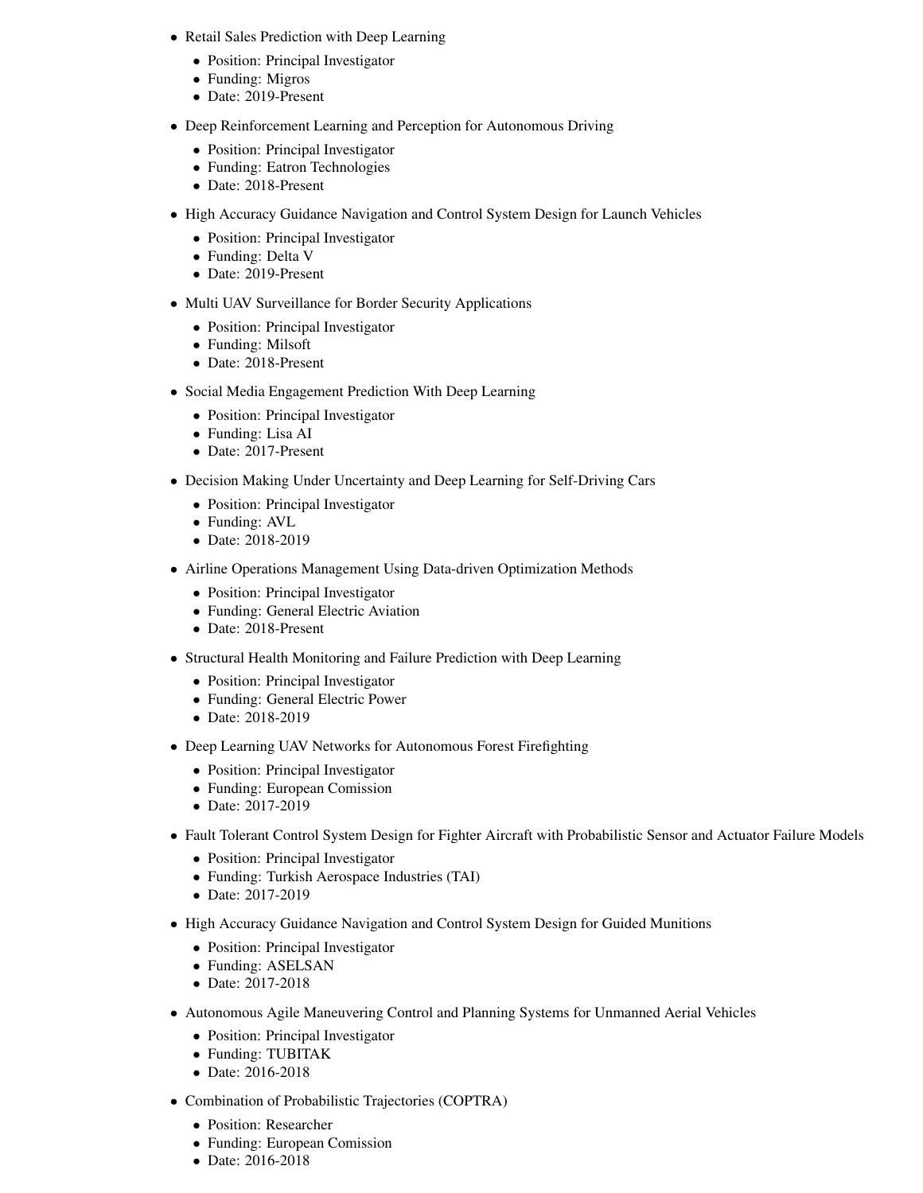- Retail Sales Prediction with Deep Learning
  - Position: Principal Investigator
  - Funding: Migros
  - Date: 2019-Present
- Deep Reinforcement Learning and Perception for Autonomous Driving
  - Position: Principal Investigator
  - Funding: Eatron Technologies
  - Date: 2018-Present
- High Accuracy Guidance Navigation and Control System Design for Launch Vehicles
  - Position: Principal Investigator
  - Funding: Delta V
  - Date: 2019-Present
- Multi UAV Surveillance for Border Security Applications
  - Position: Principal Investigator
  - Funding: Milsoft
  - Date: 2018-Present
- Social Media Engagement Prediction With Deep Learning
  - Position: Principal Investigator
  - Funding: Lisa AI
  - Date: 2017-Present
- Decision Making Under Uncertainty and Deep Learning for Self-Driving Cars
  - Position: Principal Investigator
  - Funding: AVL
  - Date: 2018-2019
- Airline Operations Management Using Data-driven Optimization Methods
  - Position: Principal Investigator
  - Funding: General Electric Aviation
  - Date: 2018-Present
- Structural Health Monitoring and Failure Prediction with Deep Learning
  - Position: Principal Investigator
  - Funding: General Electric Power
  - Date: 2018-2019
- Deep Learning UAV Networks for Autonomous Forest Firefighting
  - Position: Principal Investigator
  - Funding: European Comission
  - Date: 2017-2019
- Fault Tolerant Control System Design for Fighter Aircraft with Probabilistic Sensor and Actuator Failure Models
  - Position: Principal Investigator
  - Funding: Turkish Aerospace Industries (TAI)
  - Date: 2017-2019
- High Accuracy Guidance Navigation and Control System Design for Guided Munitions
  - Position: Principal Investigator
  - Funding: ASELSAN
  - Date: 2017-2018
- Autonomous Agile Maneuvering Control and Planning Systems for Unmanned Aerial Vehicles
  - Position: Principal Investigator
  - Funding: TUBITAK
  - Date: 2016-2018
- Combination of Probabilistic Trajectories (COPTRA)
  - Position: Researcher
  - Funding: European Comission
  - Date: 2016-2018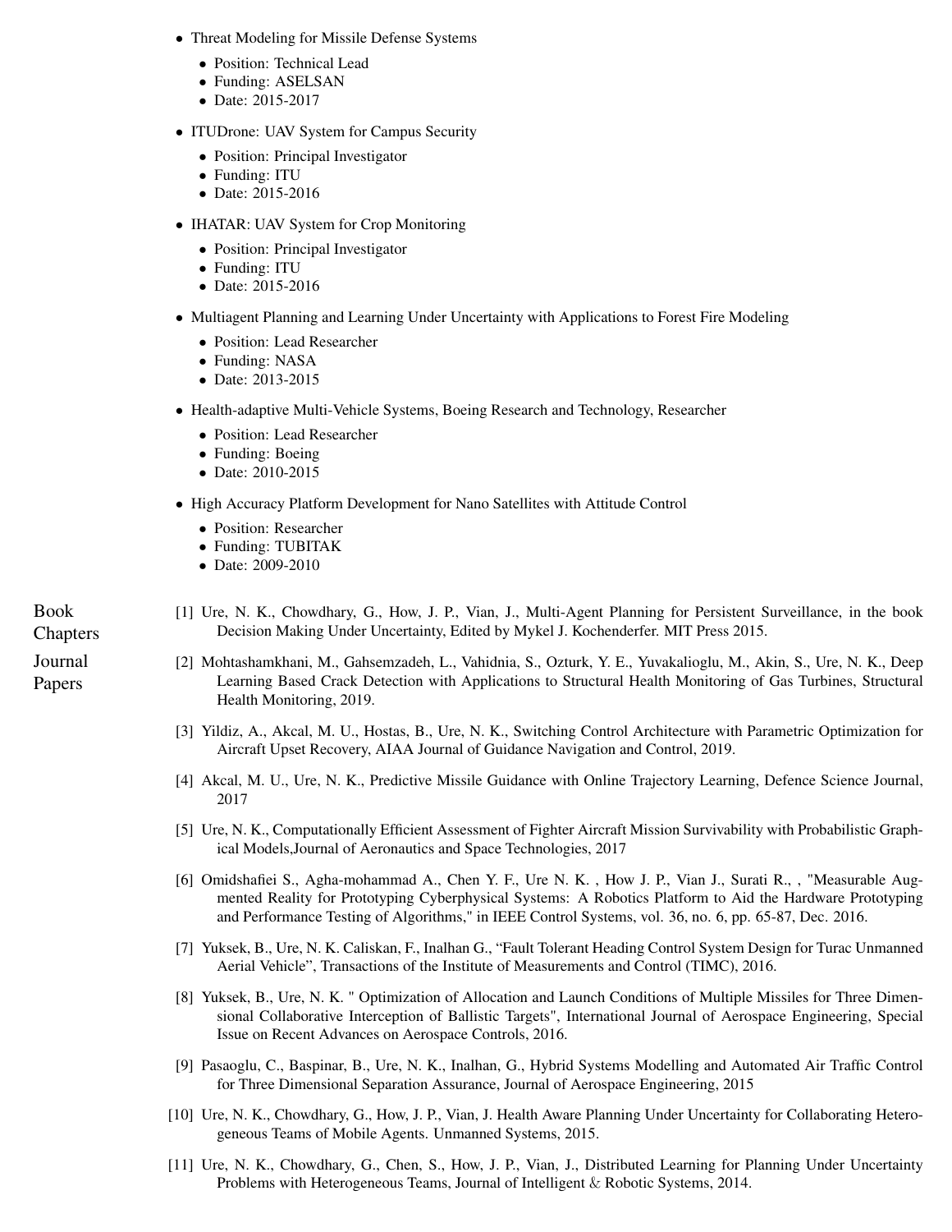- Threat Modeling for Missile Defense Systems
  - Position: Technical Lead
  - Funding: ASELSAN
  - Date: 2015-2017
- ITUDrone: UAV System for Campus Security
  - Position: Principal Investigator
  - Funding: ITU
  - Date: 2015-2016
- IHATAR: UAV System for Crop Monitoring
  - Position: Principal Investigator
  - Funding: ITU
  - Date: 2015-2016
- Multiagent Planning and Learning Under Uncertainty with Applications to Forest Fire Modeling
  - Position: Lead Researcher
  - Funding: NASA
  - Date: 2013-2015
- Health-adaptive Multi-Vehicle Systems, Boeing Research and Technology, Researcher
  - Position: Lead Researcher
  - Funding: Boeing
  - Date: 2010-2015
- High Accuracy Platform Development for Nano Satellites with Attitude Control
  - Position: Researcher
  - Funding: TUBITAK
  - Date: 2009-2010

## Book Chapters

[1] Ure, N. K., Chowdhary, G., How, J. P., Vian, J., Multi-Agent Planning for Persistent Surveillance, in the book Decision Making Under Uncertainty, Edited by Mykel J. Kochenderfer. MIT Press 2015.

## Journal Papers

[2] Mohtashamkhani, M., Gahsemzadeh, L., Vahidnia, S., Ozturk, Y. E., Yuvakalioglu, M., Akin, S., Ure, N. K., Deep Learning Based Crack Detection with Applications to Structural Health Monitoring of Gas Turbines, Structural Health Monitoring, 2019.

[3] Yildiz, A., Akcal, M. U., Hostas, B., Ure, N. K., Switching Control Architecture with Parametric Optimization for Aircraft Upset Recovery, AIAA Journal of Guidance Navigation and Control, 2019.

[4] Akcal, M. U., Ure, N. K., Predictive Missile Guidance with Online Trajectory Learning, Defence Science Journal, 2017

[5] Ure, N. K., Computationally Efficient Assessment of Fighter Aircraft Mission Survivability with Probabilistic Graphical Models,Journal of Aeronautics and Space Technologies, 2017

[6] Omidshafiei S., Agha-mohammad A., Chen Y. F., Ure N. K. , How J. P., Vian J., Surati R., , "Measurable Augmented Reality for Prototyping Cyberphysical Systems: A Robotics Platform to Aid the Hardware Prototyping and Performance Testing of Algorithms," in IEEE Control Systems, vol. 36, no. 6, pp. 65-87, Dec. 2016.

[7] Yuksek, B., Ure, N. K. Caliskan, F., Inalhan G., “Fault Tolerant Heading Control System Design for Turac Unmanned Aerial Vehicle”, Transactions of the Institute of Measurements and Control (TIMC), 2016.

[8] Yuksek, B., Ure, N. K. " Optimization of Allocation and Launch Conditions of Multiple Missiles for Three Dimensional Collaborative Interception of Ballistic Targets", International Journal of Aerospace Engineering, Special Issue on Recent Advances on Aerospace Controls, 2016.

[9] Pasaoglu, C., Baspinar, B., Ure, N. K., Inalhan, G., Hybrid Systems Modelling and Automated Air Traffic Control for Three Dimensional Separation Assurance, Journal of Aerospace Engineering, 2015

[10] Ure, N. K., Chowdhary, G., How, J. P., Vian, J. Health Aware Planning Under Uncertainty for Collaborating Heterogeneous Teams of Mobile Agents. Unmanned Systems, 2015.

[11] Ure, N. K., Chowdhary, G., Chen, S., How, J. P., Vian, J., Distributed Learning for Planning Under Uncertainty Problems with Heterogeneous Teams, Journal of Intelligent & Robotic Systems, 2014.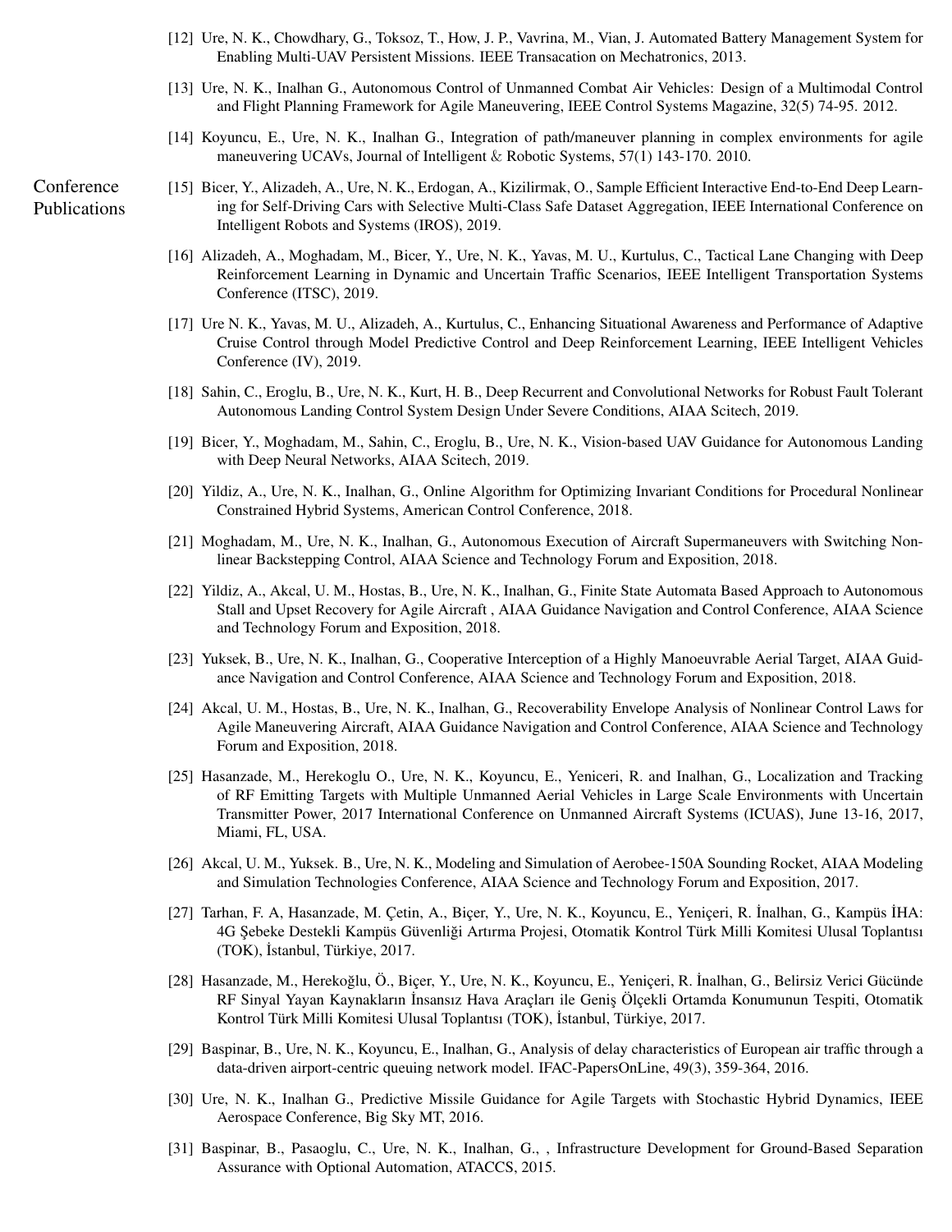[12] Ure, N. K., Chowdhary, G., Toksoz, T., How, J. P., Vavrina, M., Vian, J. Automated Battery Management System for Enabling Multi-UAV Persistent Missions. IEEE Transacation on Mechatronics, 2013.

[13] Ure, N. K., Inalhan G., Autonomous Control of Unmanned Combat Air Vehicles: Design of a Multimodal Control and Flight Planning Framework for Agile Maneuvering, IEEE Control Systems Magazine, 32(5) 74-95. 2012.

[14] Koyuncu, E., Ure, N. K., Inalhan G., Integration of path/maneuver planning in complex environments for agile maneuvering UCAVs, Journal of Intelligent & Robotic Systems, 57(1) 143-170. 2010.

## Conference Publications

[15] Bicer, Y., Alizadeh, A., Ure, N. K., Erdogan, A., Kizilirmak, O., Sample Efficient Interactive End-to-End Deep Learning for Self-Driving Cars with Selective Multi-Class Safe Dataset Aggregation, IEEE International Conference on Intelligent Robots and Systems (IROS), 2019.

[16] Alizadeh, A., Moghadam, M., Bicer, Y., Ure, N. K., Yavas, M. U., Kurtulus, C., Tactical Lane Changing with Deep Reinforcement Learning in Dynamic and Uncertain Traffic Scenarios, IEEE Intelligent Transportation Systems Conference (ITSC), 2019.

[17] Ure N. K., Yavas, M. U., Alizadeh, A., Kurtulus, C., Enhancing Situational Awareness and Performance of Adaptive Cruise Control through Model Predictive Control and Deep Reinforcement Learning, IEEE Intelligent Vehicles Conference (IV), 2019.

[18] Sahin, C., Eroglu, B., Ure, N. K., Kurt, H. B., Deep Recurrent and Convolutional Networks for Robust Fault Tolerant Autonomous Landing Control System Design Under Severe Conditions, AIAA Scitech, 2019.

[19] Bicer, Y., Moghadam, M., Sahin, C., Eroglu, B., Ure, N. K., Vision-based UAV Guidance for Autonomous Landing with Deep Neural Networks, AIAA Scitech, 2019.

[20] Yildiz, A., Ure, N. K., Inalhan, G., Online Algorithm for Optimizing Invariant Conditions for Procedural Nonlinear Constrained Hybrid Systems, American Control Conference, 2018.

[21] Moghadam, M., Ure, N. K., Inalhan, G., Autonomous Execution of Aircraft Supermaneuvers with Switching Nonlinear Backstepping Control, AIAA Science and Technology Forum and Exposition, 2018.

[22] Yildiz, A., Akcal, U. M., Hostas, B., Ure, N. K., Inalhan, G., Finite State Automata Based Approach to Autonomous Stall and Upset Recovery for Agile Aircraft , AIAA Guidance Navigation and Control Conference, AIAA Science and Technology Forum and Exposition, 2018.

[23] Yuksek, B., Ure, N. K., Inalhan, G., Cooperative Interception of a Highly Manoeuvrable Aerial Target, AIAA Guidance Navigation and Control Conference, AIAA Science and Technology Forum and Exposition, 2018.

[24] Akcal, U. M., Hostas, B., Ure, N. K., Inalhan, G., Recoverability Envelope Analysis of Nonlinear Control Laws for Agile Maneuvering Aircraft, AIAA Guidance Navigation and Control Conference, AIAA Science and Technology Forum and Exposition, 2018.

[25] Hasanzade, M., Herekoglu O., Ure, N. K., Koyuncu, E., Yeniceri, R. and Inalhan, G., Localization and Tracking of RF Emitting Targets with Multiple Unmanned Aerial Vehicles in Large Scale Environments with Uncertain Transmitter Power, 2017 International Conference on Unmanned Aircraft Systems (ICUAS), June 13-16, 2017, Miami, FL, USA.

[26] Akcal, U. M., Yuksek. B., Ure, N. K., Modeling and Simulation of Aerobee-150A Sounding Rocket, AIAA Modeling and Simulation Technologies Conference, AIAA Science and Technology Forum and Exposition, 2017.

[27] Tarhan, F. A, Hasanzade, M. Çetin, A., Biçer, Y., Ure, N. K., Koyuncu, E., Yeniçeri, R. İnalhan, G., Kampüs İHA: 4G Şebeke Destekli Kampüs Güvenliği Artırma Projesi, Otomatik Kontrol Türk Milli Komitesi Ulusal Toplantısı (TOK), İstanbul, Türkiye, 2017.

[28] Hasanzade, M., Herekoğlu, Ö., Biçer, Y., Ure, N. K., Koyuncu, E., Yeniçeri, R. İnalhan, G., Belirsiz Verici Gücünde RF Sinyal Yayan Kaynakların İnsansız Hava Araçları ile Geniş Ölçekli Ortamda Konumunun Tespiti, Otomatik Kontrol Türk Milli Komitesi Ulusal Toplantısı (TOK), İstanbul, Türkiye, 2017.

[29] Baspinar, B., Ure, N. K., Koyuncu, E., Inalhan, G., Analysis of delay characteristics of European air traffic through a data-driven airport-centric queuing network model. IFAC-PapersOnLine, 49(3), 359-364, 2016.

[30] Ure, N. K., Inalhan G., Predictive Missile Guidance for Agile Targets with Stochastic Hybrid Dynamics, IEEE Aerospace Conference, Big Sky MT, 2016.

[31] Baspinar, B., Pasaoglu, C., Ure, N. K., Inalhan, G., , Infrastructure Development for Ground-Based Separation Assurance with Optional Automation, ATACCS, 2015.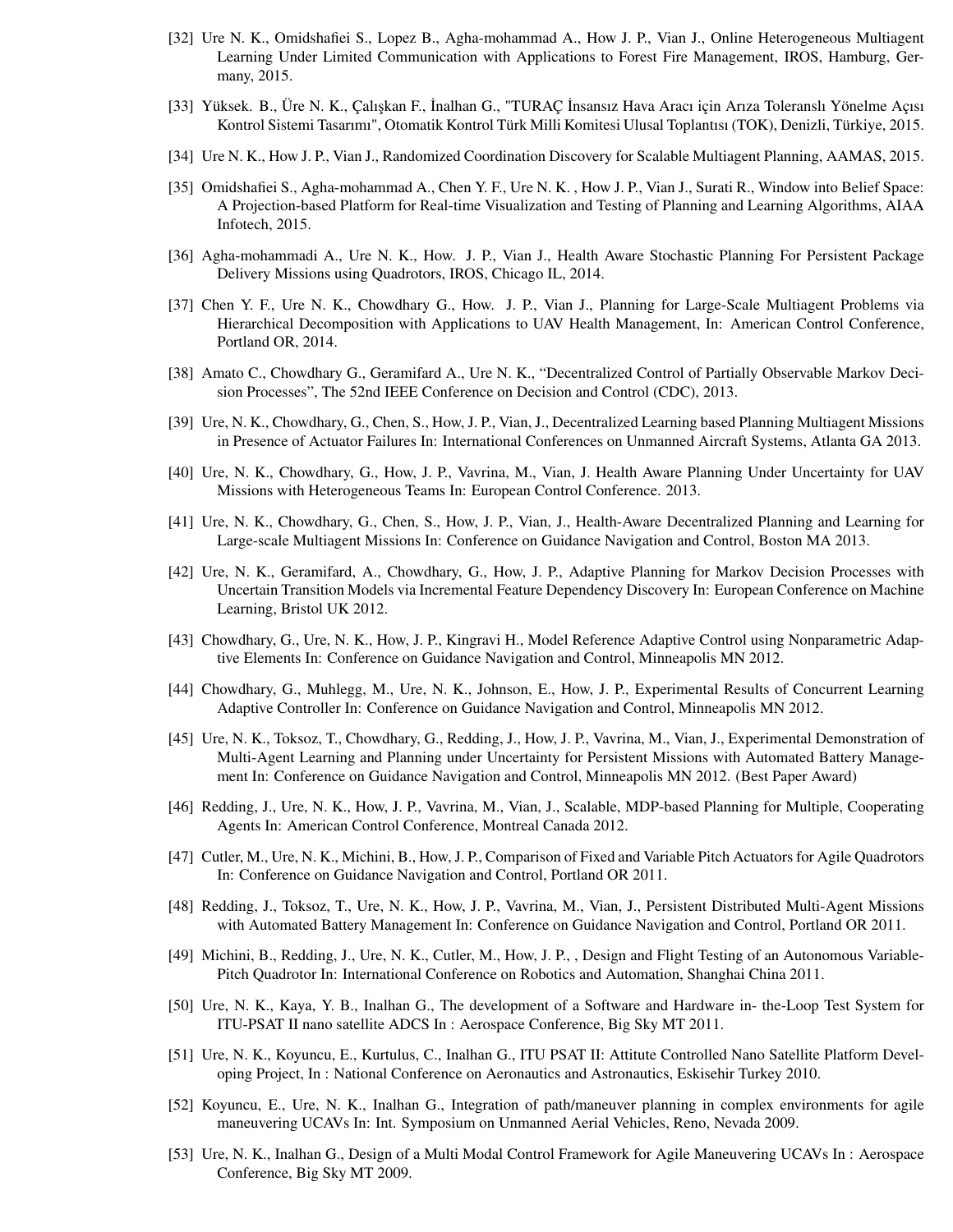[32] Ure N. K., Omidshafiei S., Lopez B., Agha-mohammad A., How J. P., Vian J., Online Heterogeneous Multiagent Learning Under Limited Communication with Applications to Forest Fire Management, IROS, Hamburg, Germany, 2015.

[33] Yüksek. B., Üre N. K., Çalışkan F., İnalhan G., "TURAÇ İnsansız Hava Aracı için Arıza Toleranslı Yönelme Açısı Kontrol Sistemi Tasarımı", Otomatik Kontrol Türk Milli Komitesi Ulusal Toplantısı (TOK), Denizli, Türkiye, 2015.

[34] Ure N. K., How J. P., Vian J., Randomized Coordination Discovery for Scalable Multiagent Planning, AAMAS, 2015.

[35] Omidshafiei S., Agha-mohammad A., Chen Y. F., Ure N. K. , How J. P., Vian J., Surati R., Window into Belief Space: A Projection-based Platform for Real-time Visualization and Testing of Planning and Learning Algorithms, AIAA Infotech, 2015.

[36] Agha-mohammadi A., Ure N. K., How. J. P., Vian J., Health Aware Stochastic Planning For Persistent Package Delivery Missions using Quadrotors, IROS, Chicago IL, 2014.

[37] Chen Y. F., Ure N. K., Chowdhary G., How. J. P., Vian J., Planning for Large-Scale Multiagent Problems via Hierarchical Decomposition with Applications to UAV Health Management, In: American Control Conference, Portland OR, 2014.

[38] Amato C., Chowdhary G., Geramifard A., Ure N. K., "Decentralized Control of Partially Observable Markov Decision Processes", The 52nd IEEE Conference on Decision and Control (CDC), 2013.

[39] Ure, N. K., Chowdhary, G., Chen, S., How, J. P., Vian, J., Decentralized Learning based Planning Multiagent Missions in Presence of Actuator Failures In: International Conferences on Unmanned Aircraft Systems, Atlanta GA 2013.

[40] Ure, N. K., Chowdhary, G., How, J. P., Vavrina, M., Vian, J. Health Aware Planning Under Uncertainty for UAV Missions with Heterogeneous Teams In: European Control Conference. 2013.

[41] Ure, N. K., Chowdhary, G., Chen, S., How, J. P., Vian, J., Health-Aware Decentralized Planning and Learning for Large-scale Multiagent Missions In: Conference on Guidance Navigation and Control, Boston MA 2013.

[42] Ure, N. K., Geramifard, A., Chowdhary, G., How, J. P., Adaptive Planning for Markov Decision Processes with Uncertain Transition Models via Incremental Feature Dependency Discovery In: European Conference on Machine Learning, Bristol UK 2012.

[43] Chowdhary, G., Ure, N. K., How, J. P., Kingravi H., Model Reference Adaptive Control using Nonparametric Adaptive Elements In: Conference on Guidance Navigation and Control, Minneapolis MN 2012.

[44] Chowdhary, G., Muhlegg, M., Ure, N. K., Johnson, E., How, J. P., Experimental Results of Concurrent Learning Adaptive Controller In: Conference on Guidance Navigation and Control, Minneapolis MN 2012.

[45] Ure, N. K., Toksoz, T., Chowdhary, G., Redding, J., How, J. P., Vavrina, M., Vian, J., Experimental Demonstration of Multi-Agent Learning and Planning under Uncertainty for Persistent Missions with Automated Battery Management In: Conference on Guidance Navigation and Control, Minneapolis MN 2012. (Best Paper Award)

[46] Redding, J., Ure, N. K., How, J. P., Vavrina, M., Vian, J., Scalable, MDP-based Planning for Multiple, Cooperating Agents In: American Control Conference, Montreal Canada 2012.

[47] Cutler, M., Ure, N. K., Michini, B., How, J. P., Comparison of Fixed and Variable Pitch Actuators for Agile Quadrotors In: Conference on Guidance Navigation and Control, Portland OR 2011.

[48] Redding, J., Toksoz, T., Ure, N. K., How, J. P., Vavrina, M., Vian, J., Persistent Distributed Multi-Agent Missions with Automated Battery Management In: Conference on Guidance Navigation and Control, Portland OR 2011.

[49] Michini, B., Redding, J., Ure, N. K., Cutler, M., How, J. P., , Design and Flight Testing of an Autonomous Variable-Pitch Quadrotor In: International Conference on Robotics and Automation, Shanghai China 2011.

[50] Ure, N. K., Kaya, Y. B., Inalhan G., The development of a Software and Hardware in- the-Loop Test System for ITU-PSAT II nano satellite ADCS In : Aerospace Conference, Big Sky MT 2011.

[51] Ure, N. K., Koyuncu, E., Kurtulus, C., Inalhan G., ITU PSAT II: Attitute Controlled Nano Satellite Platform Developing Project, In : National Conference on Aeronautics and Astronautics, Eskisehir Turkey 2010.

[52] Koyuncu, E., Ure, N. K., Inalhan G., Integration of path/maneuver planning in complex environments for agile maneuvering UCAVs In: Int. Symposium on Unmanned Aerial Vehicles, Reno, Nevada 2009.

[53] Ure, N. K., Inalhan G., Design of a Multi Modal Control Framework for Agile Maneuvering UCAVs In : Aerospace Conference, Big Sky MT 2009.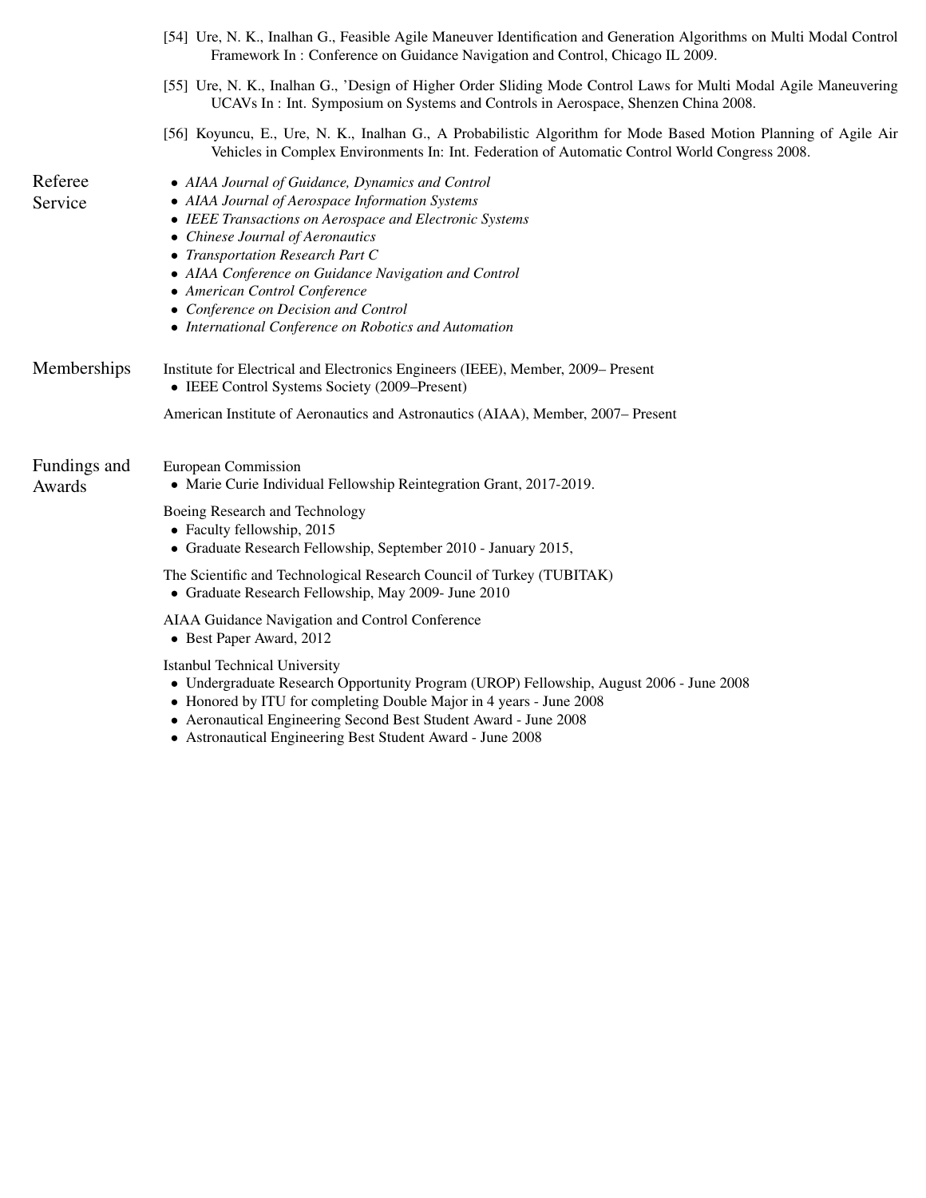[54] Ure, N. K., Inalhan G., Feasible Agile Maneuver Identification and Generation Algorithms on Multi Modal Control Framework In : Conference on Guidance Navigation and Control, Chicago IL 2009.

[55] Ure, N. K., Inalhan G., 'Design of Higher Order Sliding Mode Control Laws for Multi Modal Agile Maneuvering UCAVs In : Int. Symposium on Systems and Controls in Aerospace, Shenzen China 2008.

[56] Koyuncu, E., Ure, N. K., Inalhan G., A Probabilistic Algorithm for Mode Based Motion Planning of Agile Air Vehicles in Complex Environments In: Int. Federation of Automatic Control World Congress 2008.

## Referee Service

- *AIAA Journal of Guidance, Dynamics and Control*
- *AIAA Journal of Aerospace Information Systems*
- *IEEE Transactions on Aerospace and Electronic Systems*
- *Chinese Journal of Aeronautics*
- *Transportation Research Part C*
- *AIAA Conference on Guidance Navigation and Control*
- *American Control Conference*
- *Conference on Decision and Control*
- *International Conference on Robotics and Automation*

## Memberships

Institute for Electrical and Electronics Engineers (IEEE), Member, 2009– Present
- IEEE Control Systems Society (2009–Present)

American Institute of Aeronautics and Astronautics (AIAA), Member, 2007– Present

## Fundings and Awards

European Commission
- Marie Curie Individual Fellowship Reintegration Grant, 2017-2019.

Boeing Research and Technology
- Faculty fellowship, 2015
- Graduate Research Fellowship, September 2010 - January 2015,

The Scientific and Technological Research Council of Turkey (TUBITAK)
- Graduate Research Fellowship, May 2009- June 2010

AIAA Guidance Navigation and Control Conference
- Best Paper Award, 2012

Istanbul Technical University
- Undergraduate Research Opportunity Program (UROP) Fellowship, August 2006 - June 2008
- Honored by ITU for completing Double Major in 4 years - June 2008
- Aeronautical Engineering Second Best Student Award - June 2008
- Astronautical Engineering Best Student Award - June 2008